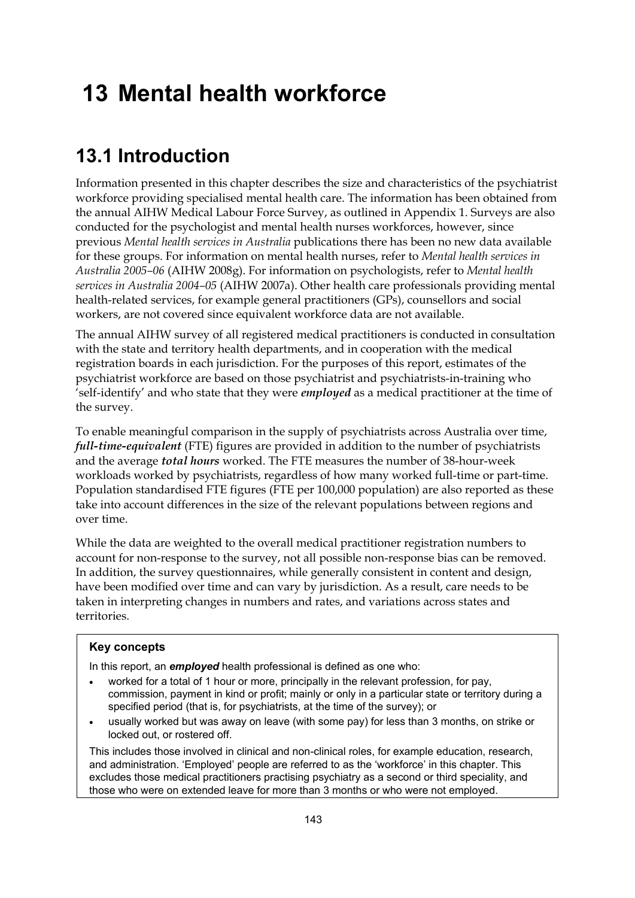# 13 Mental health workforce

## 13.1 Introduction

Information presented in this chapter describes the size and characteristics of the psychiatrist workforce providing specialised mental health care. The information has been obtained from the annual AIHW Medical Labour Force Survey, as outlined in Appendix 1. Surveys are also conducted for the psychologist and mental health nurses workforces, however, since previous *Mental health services in Australia* publications there has been no new data available for these groups. For information on mental health nurses, refer to *Mental health services in Australia 2005–06* (AIHW 2008g). For information on psychologists, refer to *Mental health services in Australia 2004–05* (AIHW 2007a). Other health care professionals providing mental health-related services, for example general practitioners (GPs), counsellors and social workers, are not covered since equivalent workforce data are not available.

The annual AIHW survey of all registered medical practitioners is conducted in consultation with the state and territory health departments, and in cooperation with the medical registration boards in each jurisdiction. For the purposes of this report, estimates of the psychiatrist workforce are based on those psychiatrist and psychiatrists-in-training who 'self-identify' and who state that they were ***employed*** as a medical practitioner at the time of the survey.

To enable meaningful comparison in the supply of psychiatrists across Australia over time, ***full-time-equivalent*** (FTE) figures are provided in addition to the number of psychiatrists and the average ***total hours*** worked. The FTE measures the number of 38-hour-week workloads worked by psychiatrists, regardless of how many worked full-time or part-time. Population standardised FTE figures (FTE per 100,000 population) are also reported as these take into account differences in the size of the relevant populations between regions and over time.

While the data are weighted to the overall medical practitioner registration numbers to account for non-response to the survey, not all possible non-response bias can be removed. In addition, the survey questionnaires, while generally consistent in content and design, have been modified over time and can vary by jurisdiction. As a result, care needs to be taken in interpreting changes in numbers and rates, and variations across states and territories.

**Key concepts**

In this report, an ***employed*** health professional is defined as one who:

- worked for a total of 1 hour or more, principally in the relevant profession, for pay, commission, payment in kind or profit; mainly or only in a particular state or territory during a specified period (that is, for psychiatrists, at the time of the survey); or
- usually worked but was away on leave (with some pay) for less than 3 months, on strike or locked out, or rostered off.

This includes those involved in clinical and non-clinical roles, for example education, research, and administration. 'Employed' people are referred to as the 'workforce' in this chapter. This excludes those medical practitioners practising psychiatry as a second or third speciality, and those who were on extended leave for more than 3 months or who were not employed.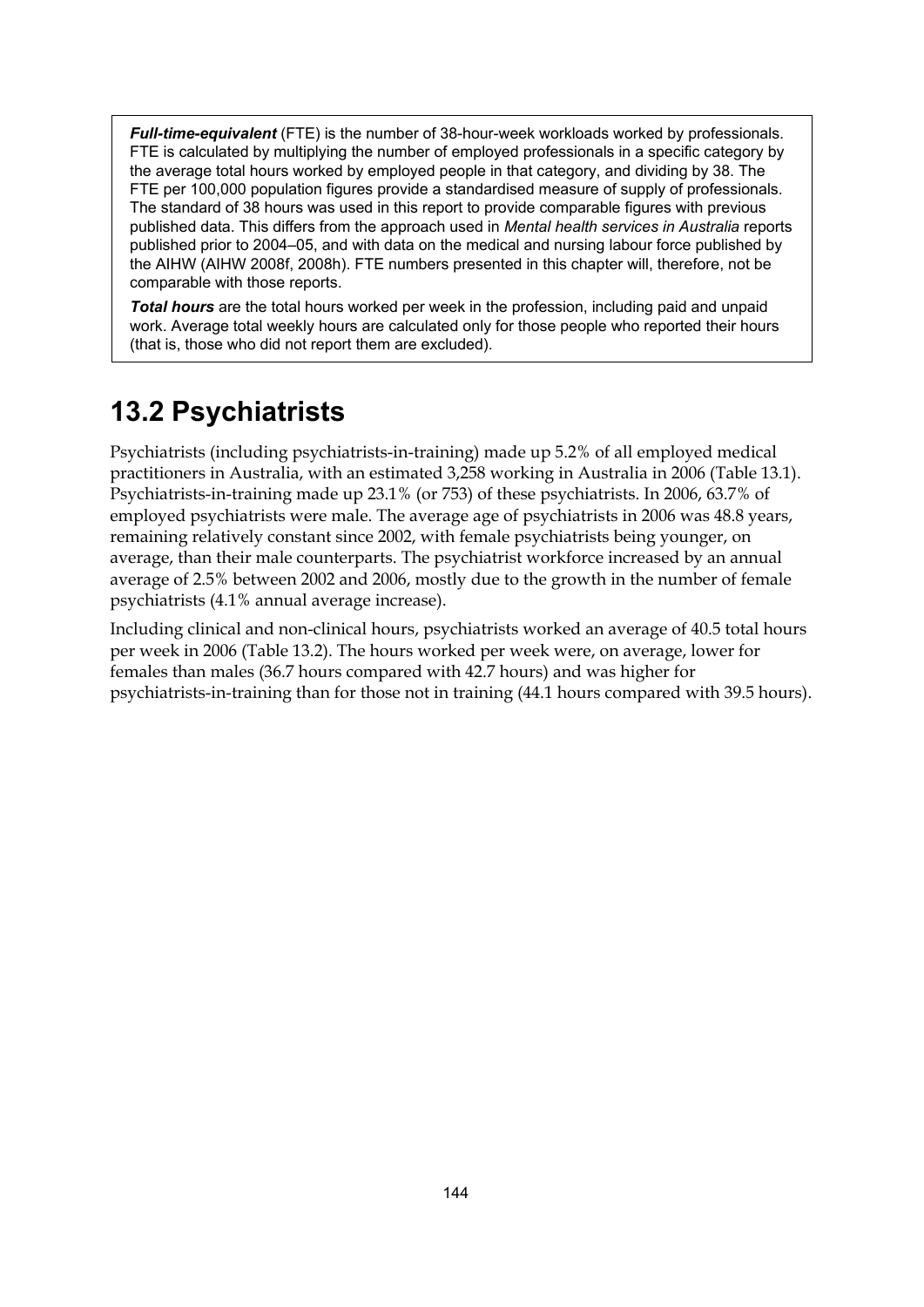***Full-time-equivalent*** (FTE) is the number of 38-hour-week workloads worked by professionals. FTE is calculated by multiplying the number of employed professionals in a specific category by the average total hours worked by employed people in that category, and dividing by 38. The FTE per 100,000 population figures provide a standardised measure of supply of professionals. The standard of 38 hours was used in this report to provide comparable figures with previous published data. This differs from the approach used in *Mental health services in Australia* reports published prior to 2004–05, and with data on the medical and nursing labour force published by the AIHW (AIHW 2008f, 2008h). FTE numbers presented in this chapter will, therefore, not be comparable with those reports.

***Total hours*** are the total hours worked per week in the profession, including paid and unpaid work. Average total weekly hours are calculated only for those people who reported their hours (that is, those who did not report them are excluded).

## 13.2 Psychiatrists

Psychiatrists (including psychiatrists-in-training) made up 5.2% of all employed medical practitioners in Australia, with an estimated 3,258 working in Australia in 2006 (Table 13.1). Psychiatrists-in-training made up 23.1% (or 753) of these psychiatrists. In 2006, 63.7% of employed psychiatrists were male. The average age of psychiatrists in 2006 was 48.8 years, remaining relatively constant since 2002, with female psychiatrists being younger, on average, than their male counterparts. The psychiatrist workforce increased by an annual average of 2.5% between 2002 and 2006, mostly due to the growth in the number of female psychiatrists (4.1% annual average increase).

Including clinical and non-clinical hours, psychiatrists worked an average of 40.5 total hours per week in 2006 (Table 13.2). The hours worked per week were, on average, lower for females than males (36.7 hours compared with 42.7 hours) and was higher for psychiatrists-in-training than for those not in training (44.1 hours compared with 39.5 hours).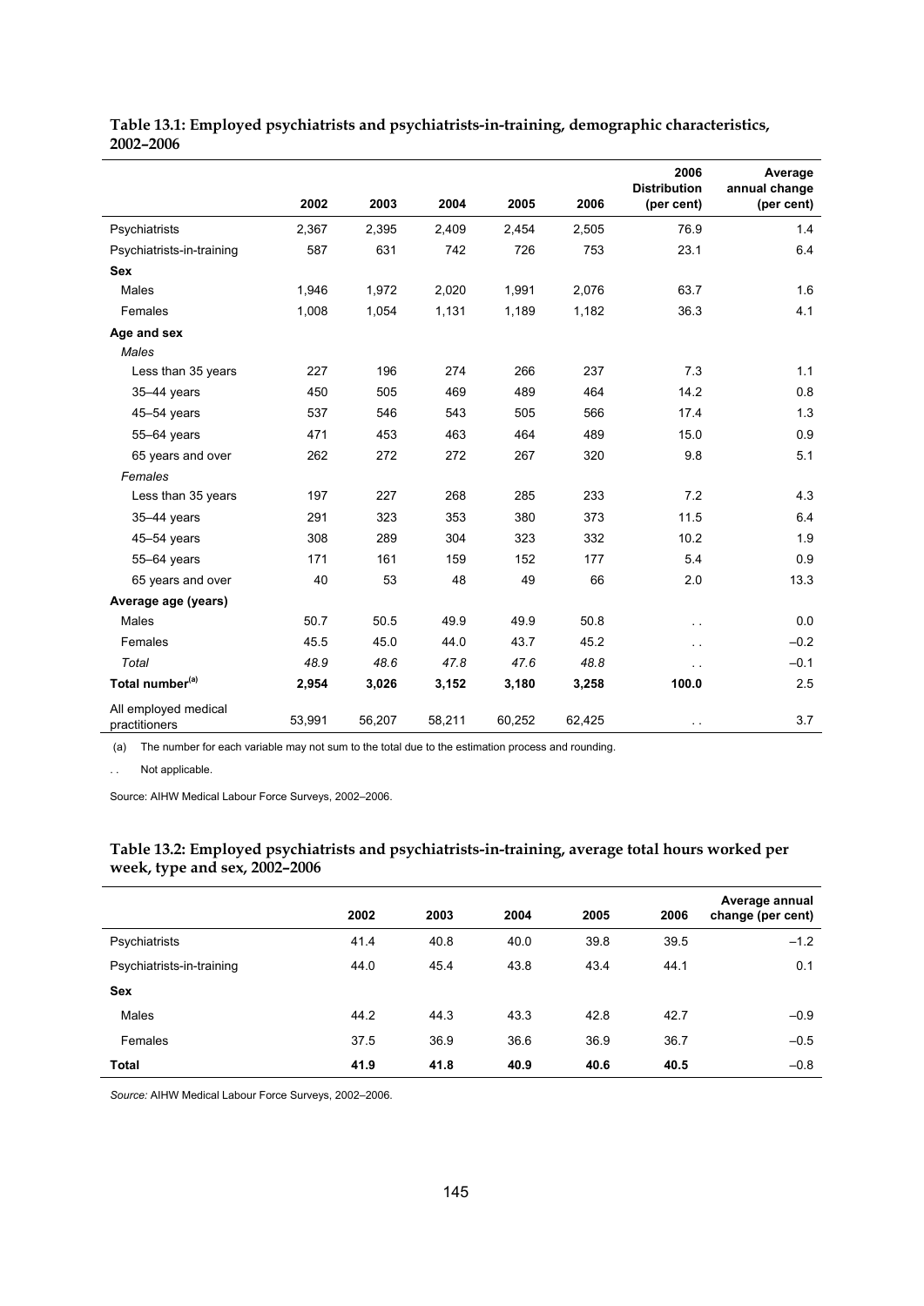**Table 13.1: Employed psychiatrists and psychiatrists-in-training, demographic characteristics, 2002–2006**

| | 2002 | 2003 | 2004 | 2005 | 2006 | 2006 Distribution (per cent) | Average annual change (per cent) |
|---|---|---|---|---|---|---|---|
| Psychiatrists | 2,367 | 2,395 | 2,409 | 2,454 | 2,505 | 76.9 | 1.4 |
| Psychiatrists-in-training | 587 | 631 | 742 | 726 | 753 | 23.1 | 6.4 |
| **Sex** | | | | | | | |
| Males | 1,946 | 1,972 | 2,020 | 1,991 | 2,076 | 63.7 | 1.6 |
| Females | 1,008 | 1,054 | 1,131 | 1,189 | 1,182 | 36.3 | 4.1 |
| **Age and sex** | | | | | | | |
| *Males* | | | | | | | |
| Less than 35 years | 227 | 196 | 274 | 266 | 237 | 7.3 | 1.1 |
| 35–44 years | 450 | 505 | 469 | 489 | 464 | 14.2 | 0.8 |
| 45–54 years | 537 | 546 | 543 | 505 | 566 | 17.4 | 1.3 |
| 55–64 years | 471 | 453 | 463 | 464 | 489 | 15.0 | 0.9 |
| 65 years and over | 262 | 272 | 272 | 267 | 320 | 9.8 | 5.1 |
| *Females* | | | | | | | |
| Less than 35 years | 197 | 227 | 268 | 285 | 233 | 7.2 | 4.3 |
| 35–44 years | 291 | 323 | 353 | 380 | 373 | 11.5 | 6.4 |
| 45–54 years | 308 | 289 | 304 | 323 | 332 | 10.2 | 1.9 |
| 55–64 years | 171 | 161 | 159 | 152 | 177 | 5.4 | 0.9 |
| 65 years and over | 40 | 53 | 48 | 49 | 66 | 2.0 | 13.3 |
| **Average age (years)** | | | | | | | |
| Males | 50.7 | 50.5 | 49.9 | 49.9 | 50.8 | . . | 0.0 |
| Females | 45.5 | 45.0 | 44.0 | 43.7 | 45.2 | . . | –0.2 |
| *Total* | *48.9* | *48.6* | *47.8* | *47.6* | *48.8* | . . | –0.1 |
| **Total number[(a)]** | **2,954** | **3,026** | **3,152** | **3,180** | **3,258** | **100.0** | 2.5 |
| All employed medical practitioners | 53,991 | 56,207 | 58,211 | 60,252 | 62,425 | . . | 3.7 |

(a) The number for each variable may not sum to the total due to the estimation process and rounding.

. . Not applicable.

Source: AIHW Medical Labour Force Surveys, 2002–2006.

**Table 13.2: Employed psychiatrists and psychiatrists-in-training, average total hours worked per week, type and sex, 2002–2006**

| | 2002 | 2003 | 2004 | 2005 | 2006 | Average annual change (per cent) |
|---|---|---|---|---|---|---|
| Psychiatrists | 41.4 | 40.8 | 40.0 | 39.8 | 39.5 | –1.2 |
| Psychiatrists-in-training | 44.0 | 45.4 | 43.8 | 43.4 | 44.1 | 0.1 |
| **Sex** | | | | | | |
| Males | 44.2 | 44.3 | 43.3 | 42.8 | 42.7 | –0.9 |
| Females | 37.5 | 36.9 | 36.6 | 36.9 | 36.7 | –0.5 |
| **Total** | **41.9** | **41.8** | **40.9** | **40.6** | **40.5** | –0.8 |

*Source:* AIHW Medical Labour Force Surveys, 2002–2006.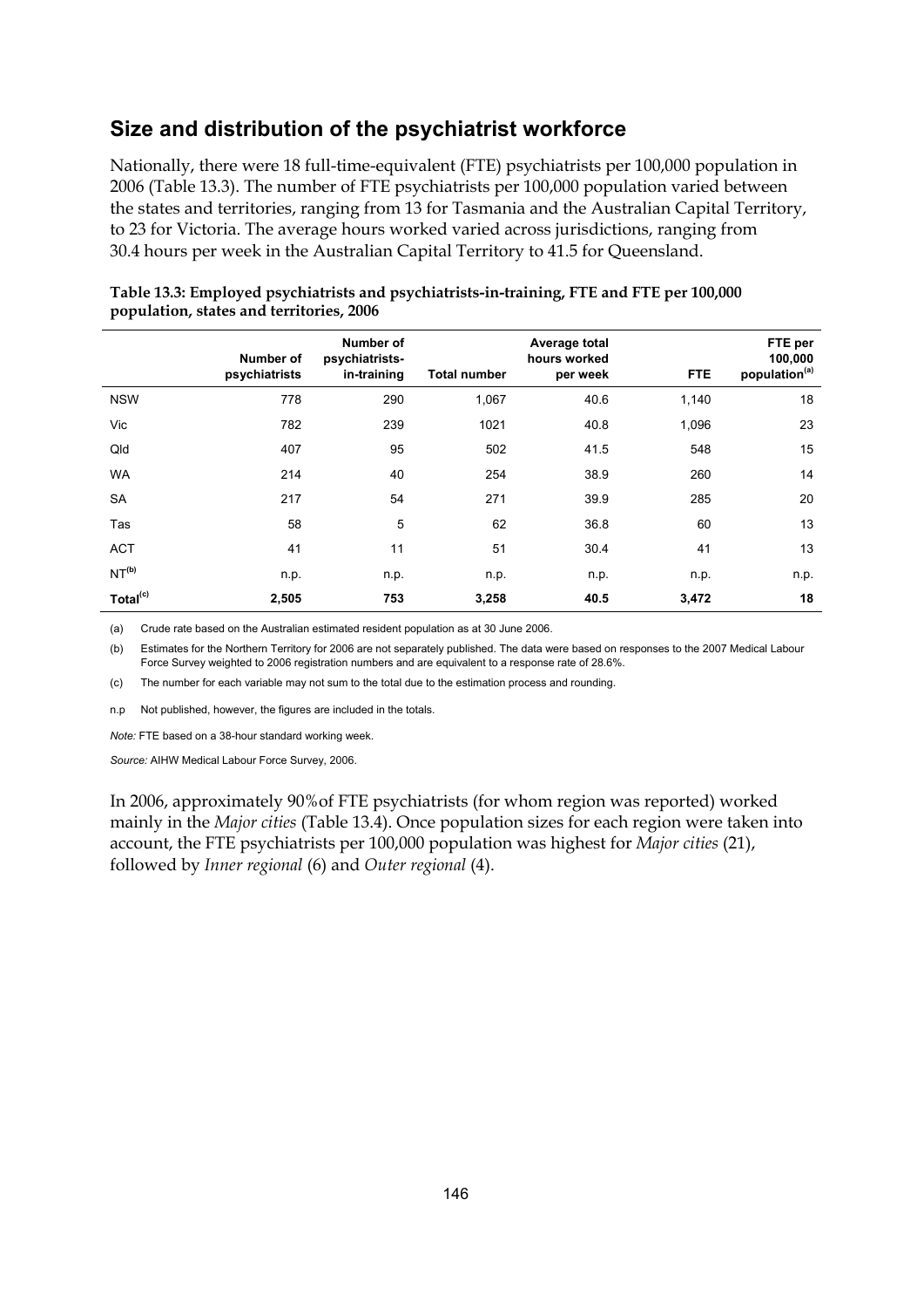## Size and distribution of the psychiatrist workforce

Nationally, there were 18 full-time-equivalent (FTE) psychiatrists per 100,000 population in 2006 (Table 13.3). The number of FTE psychiatrists per 100,000 population varied between the states and territories, ranging from 13 for Tasmania and the Australian Capital Territory, to 23 for Victoria. The average hours worked varied across jurisdictions, ranging from 30.4 hours per week in the Australian Capital Territory to 41.5 for Queensland.

**Table 13.3: Employed psychiatrists and psychiatrists-in-training, FTE and FTE per 100,000 population, states and territories, 2006**

| | Number of psychiatrists | Number of psychiatrists-in-training | Total number | Average total hours worked per week | FTE | FTE per 100,000 population[(a)] |
|---|---|---|---|---|---|---|
| NSW | 778 | 290 | 1,067 | 40.6 | 1,140 | 18 |
| Vic | 782 | 239 | 1021 | 40.8 | 1,096 | 23 |
| Qld | 407 | 95 | 502 | 41.5 | 548 | 15 |
| WA | 214 | 40 | 254 | 38.9 | 260 | 14 |
| SA | 217 | 54 | 271 | 39.9 | 285 | 20 |
| Tas | 58 | 5 | 62 | 36.8 | 60 | 13 |
| ACT | 41 | 11 | 51 | 30.4 | 41 | 13 |
| NT[(b)] | n.p. | n.p. | n.p. | n.p. | n.p. | n.p. |
| **Total[(c)]** | **2,505** | **753** | **3,258** | **40.5** | **3,472** | **18** |

(a) Crude rate based on the Australian estimated resident population as at 30 June 2006.

(b) Estimates for the Northern Territory for 2006 are not separately published. The data were based on responses to the 2007 Medical Labour Force Survey weighted to 2006 registration numbers and are equivalent to a response rate of 28.6%.

(c) The number for each variable may not sum to the total due to the estimation process and rounding.

n.p Not published, however, the figures are included in the totals.

*Note:* FTE based on a 38-hour standard working week.

*Source:* AIHW Medical Labour Force Survey, 2006.

In 2006, approximately 90%of FTE psychiatrists (for whom region was reported) worked mainly in the *Major cities* (Table 13.4). Once population sizes for each region were taken into account, the FTE psychiatrists per 100,000 population was highest for *Major cities* (21), followed by *Inner regional* (6) and *Outer regional* (4).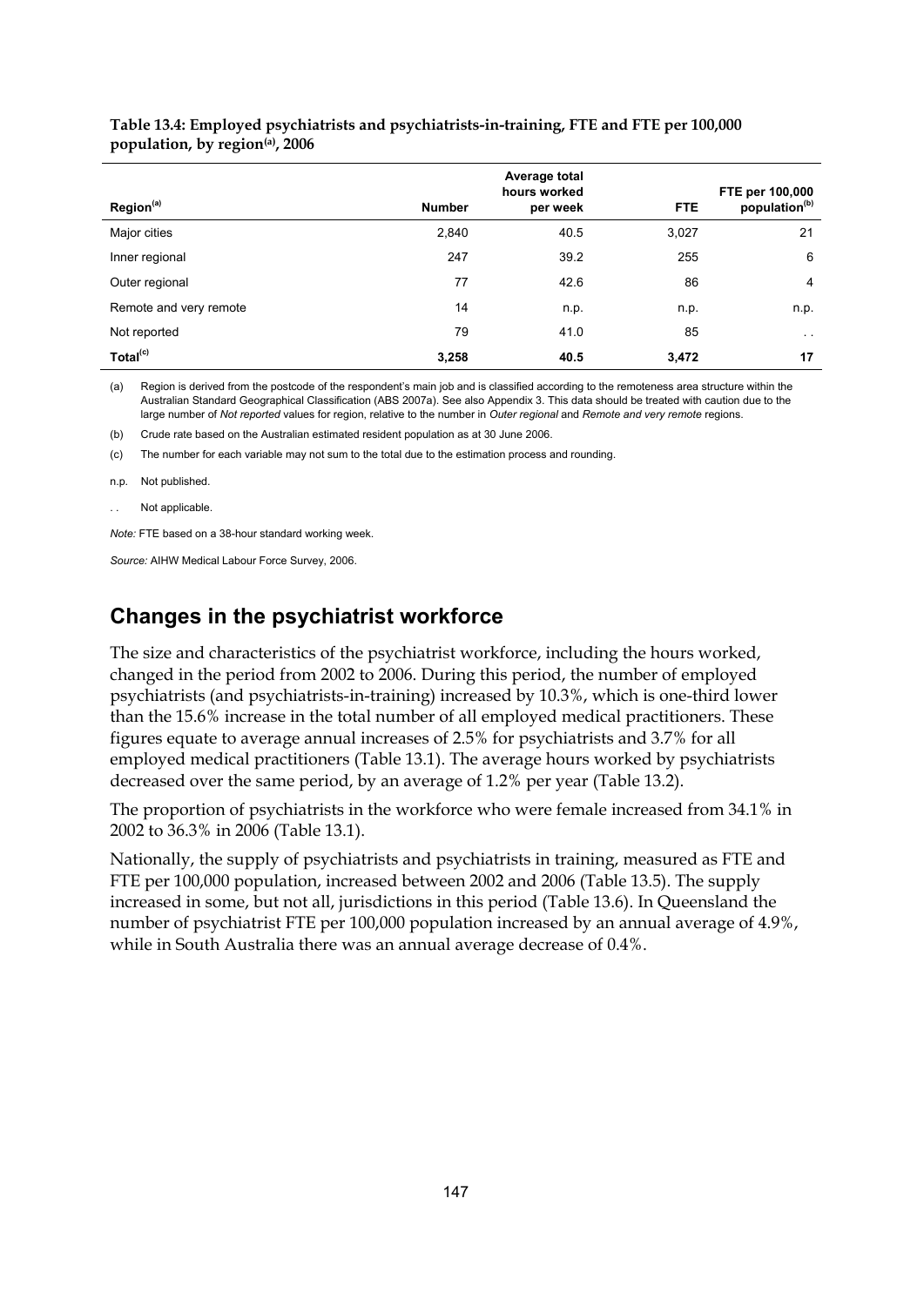**Table 13.4: Employed psychiatrists and psychiatrists-in-training, FTE and FTE per 100,000 population, by region[(a)], 2006**

| Region[(a)] | Number | Average total hours worked per week | FTE | FTE per 100,000 population[(b)] |
|---|---|---|---|---|
| Major cities | 2,840 | 40.5 | 3,027 | 21 |
| Inner regional | 247 | 39.2 | 255 | 6 |
| Outer regional | 77 | 42.6 | 86 | 4 |
| Remote and very remote | 14 | n.p. | n.p. | n.p. |
| Not reported | 79 | 41.0 | 85 | . . |
| **Total[(c)]** | **3,258** | **40.5** | **3,472** | **17** |

(a) Region is derived from the postcode of the respondent's main job and is classified according to the remoteness area structure within the Australian Standard Geographical Classification (ABS 2007a). See also Appendix 3. This data should be treated with caution due to the large number of *Not reported* values for region, relative to the number in *Outer regional* and *Remote and very remote* regions.

(b) Crude rate based on the Australian estimated resident population as at 30 June 2006.

(c) The number for each variable may not sum to the total due to the estimation process and rounding.

n.p. Not published.

. . Not applicable.

*Note:* FTE based on a 38-hour standard working week.

*Source:* AIHW Medical Labour Force Survey, 2006.

## Changes in the psychiatrist workforce

The size and characteristics of the psychiatrist workforce, including the hours worked, changed in the period from 2002 to 2006. During this period, the number of employed psychiatrists (and psychiatrists-in-training) increased by 10.3%, which is one-third lower than the 15.6% increase in the total number of all employed medical practitioners. These figures equate to average annual increases of 2.5% for psychiatrists and 3.7% for all employed medical practitioners (Table 13.1). The average hours worked by psychiatrists decreased over the same period, by an average of 1.2% per year (Table 13.2).

The proportion of psychiatrists in the workforce who were female increased from 34.1% in 2002 to 36.3% in 2006 (Table 13.1).

Nationally, the supply of psychiatrists and psychiatrists in training, measured as FTE and FTE per 100,000 population, increased between 2002 and 2006 (Table 13.5). The supply increased in some, but not all, jurisdictions in this period (Table 13.6). In Queensland the number of psychiatrist FTE per 100,000 population increased by an annual average of 4.9%, while in South Australia there was an annual average decrease of 0.4%.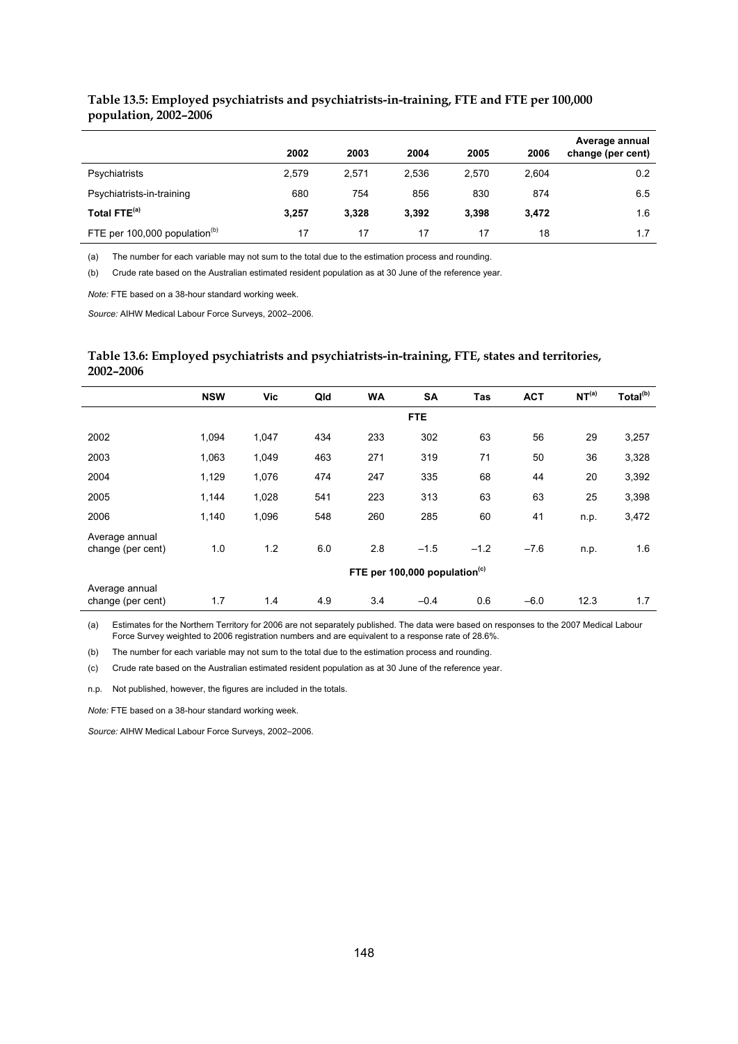**Table 13.5: Employed psychiatrists and psychiatrists-in-training, FTE and FTE per 100,000 population, 2002–2006**

| | 2002 | 2003 | 2004 | 2005 | 2006 | Average annual change (per cent) |
|---|---|---|---|---|---|---|
| Psychiatrists | 2,579 | 2,571 | 2,536 | 2,570 | 2,604 | 0.2 |
| Psychiatrists-in-training | 680 | 754 | 856 | 830 | 874 | 6.5 |
| **Total FTE[(a)]** | **3,257** | **3,328** | **3,392** | **3,398** | **3,472** | 1.6 |
| FTE per 100,000 population[(b)] | 17 | 17 | 17 | 17 | 18 | 1.7 |

(a) The number for each variable may not sum to the total due to the estimation process and rounding.

(b) Crude rate based on the Australian estimated resident population as at 30 June of the reference year.

*Note:* FTE based on a 38-hour standard working week.

*Source:* AIHW Medical Labour Force Surveys, 2002–2006.

**Table 13.6: Employed psychiatrists and psychiatrists-in-training, FTE, states and territories, 2002–2006**

| | NSW | Vic | Qld | WA | SA | Tas | ACT | NT[(a)] | Total[(b)] |
|---|---|---|---|---|---|---|---|---|---|
| | | | | | **FTE** | | | | |
| 2002 | 1,094 | 1,047 | 434 | 233 | 302 | 63 | 56 | 29 | 3,257 |
| 2003 | 1,063 | 1,049 | 463 | 271 | 319 | 71 | 50 | 36 | 3,328 |
| 2004 | 1,129 | 1,076 | 474 | 247 | 335 | 68 | 44 | 20 | 3,392 |
| 2005 | 1,144 | 1,028 | 541 | 223 | 313 | 63 | 63 | 25 | 3,398 |
| 2006 | 1,140 | 1,096 | 548 | 260 | 285 | 60 | 41 | n.p. | 3,472 |
| Average annual change (per cent) | 1.0 | 1.2 | 6.0 | 2.8 | –1.5 | –1.2 | –7.6 | n.p. | 1.6 |
| | | | | | **FTE per 100,000 population[(c)]** | | | | |
| Average annual change (per cent) | 1.7 | 1.4 | 4.9 | 3.4 | –0.4 | 0.6 | –6.0 | 12.3 | 1.7 |

(a) Estimates for the Northern Territory for 2006 are not separately published. The data were based on responses to the 2007 Medical Labour Force Survey weighted to 2006 registration numbers and are equivalent to a response rate of 28.6%.

(b) The number for each variable may not sum to the total due to the estimation process and rounding.

(c) Crude rate based on the Australian estimated resident population as at 30 June of the reference year.

n.p. Not published, however, the figures are included in the totals.

*Note:* FTE based on a 38-hour standard working week.

*Source:* AIHW Medical Labour Force Surveys, 2002–2006.